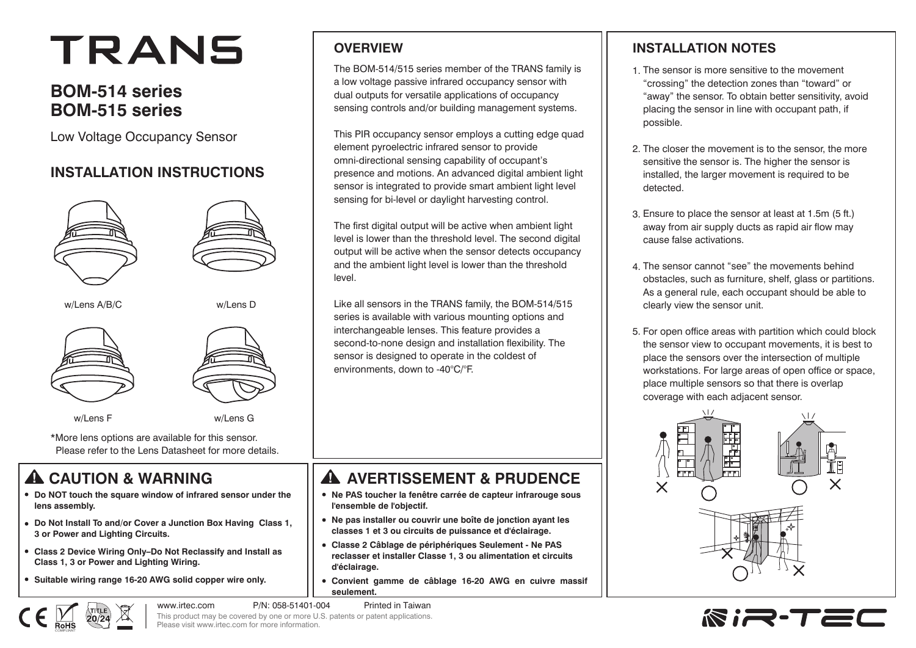# TRANS

## BOM-514 series
## BOM-515 series

Low Voltage Occupancy Sensor

## INSTALLATION INSTRUCTIONS

w/Lens A/B/C

w/Lens D

w/Lens F

w/Lens G

*More lens options are available for this sensor. Please refer to the Lens Datasheet for more details.

## ⚠ CAUTION & WARNING

- **Do NOT touch the square window of infrared sensor under the lens assembly.**
- **Do Not Install To and/or Cover a Junction Box Having Class 1, 3 or Power and Lighting Circuits.**
- **Class 2 Device Wiring Only–Do Not Reclassify and Install as Class 1, 3 or Power and Lighting Wiring.**
- **Suitable wiring range 16-20 AWG solid copper wire only.**

## OVERVIEW

The BOM-514/515 series member of the TRANS family is a low voltage passive infrared occupancy sensor with dual outputs for versatile applications of occupancy sensing controls and/or building management systems.

This PIR occupancy sensor employs a cutting edge quad element pyroelectric infrared sensor to provide omni-directional sensing capability of occupant's presence and motions. An advanced digital ambient light sensor is integrated to provide smart ambient light level sensing for bi-level or daylight harvesting control.

The first digital output will be active when ambient light level is lower than the threshold level. The second digital output will be active when the sensor detects occupancy and the ambient light level is lower than the threshold level.

Like all sensors in the TRANS family, the BOM-514/515 series is available with various mounting options and interchangeable lenses. This feature provides a second-to-none design and installation flexibility. The sensor is designed to operate in the coldest of environments, down to -40°C/°F.

## ⚠ AVERTISSEMENT & PRUDENCE

- **Ne PAS toucher la fenêtre carrée de capteur infrarouge sous l'ensemble de l'objectif.**
- **Ne pas installer ou couvrir une boîte de jonction ayant les classes 1 et 3 ou circuits de puissance et d'éclairage.**
- **Classe 2 Câblage de périphériques Seulement - Ne PAS reclasser et installer Classe 1, 3 ou alimentation et circuits d'éclairage.**
- **Convient gamme de câblage 16-20 AWG en cuivre massif seulement.**

## INSTALLATION NOTES

1. The sensor is more sensitive to the movement "crossing" the detection zones than "toward" or "away" the sensor. To obtain better sensitivity, avoid placing the sensor in line with occupant path, if possible.
2. The closer the movement is to the sensor, the more sensitive the sensor is. The higher the sensor is installed, the larger movement is required to be detected.
3. Ensure to place the sensor at least at 1.5m (5 ft.) away from air supply ducts as rapid air flow may cause false activations.
4. The sensor cannot "see" the movements behind obstacles, such as furniture, shelf, glass or partitions. As a general rule, each occupant should be able to clearly view the sensor unit.
5. For open office areas with partition which could block the sensor view to occupant movements, it is best to place the sensors over the intersection of multiple workstations. For large areas of open office or space, place multiple sensors so that there is overlap coverage with each adjacent sensor.

www.irtec.com P/N: 058-51401-004 Printed in Taiwan

This product may be covered by one or more U.S. patents or patent applications. Please visit www.irtec.com for more information.

iR-TEC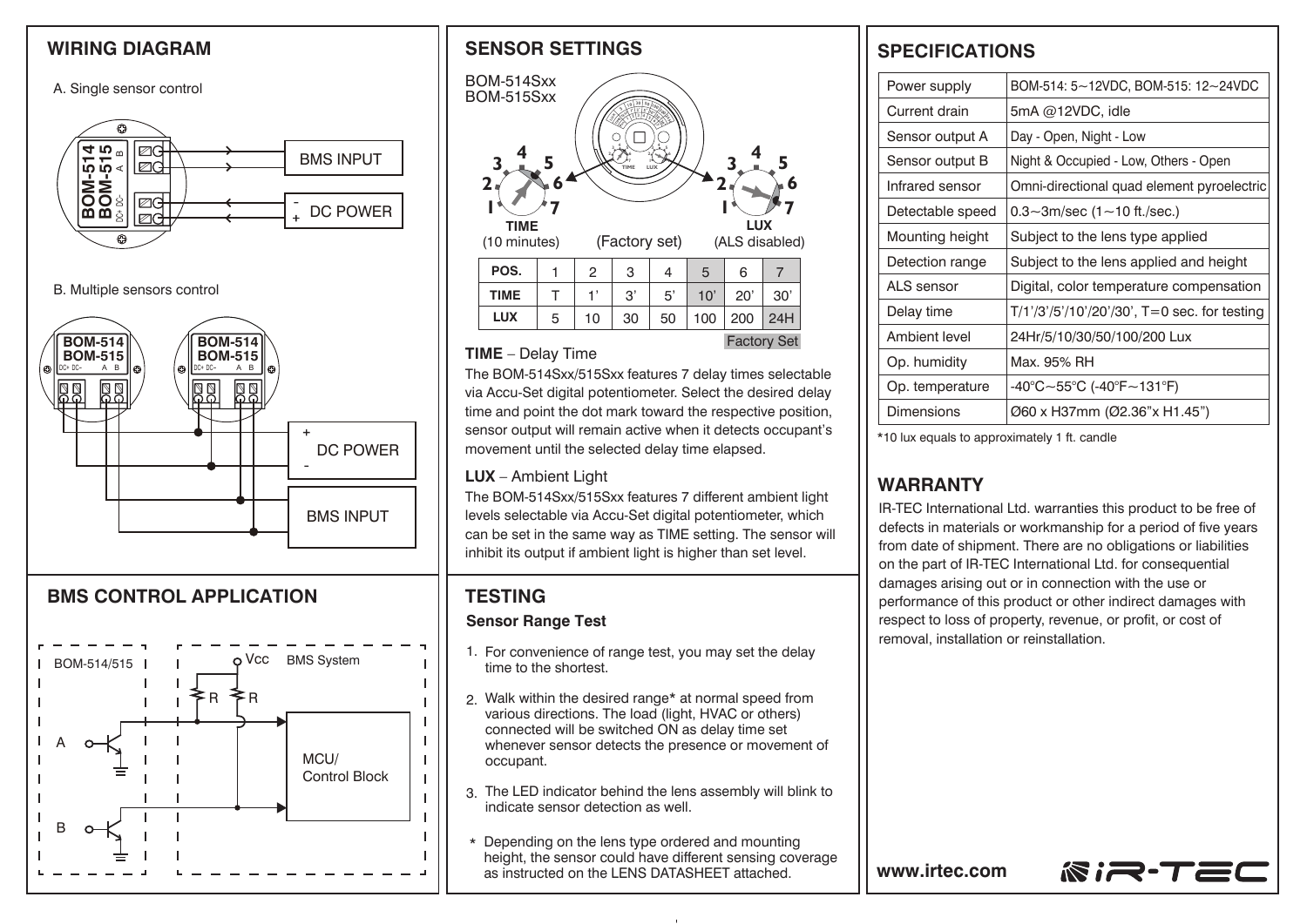## WIRING DIAGRAM

A. Single sensor control

BOM-514
BOM-515
A B
DC+ DC-

BMS INPUT

- +
DC POWER

B. Multiple sensors control

BOM-514
BOM-515
DC+ DC- A B

BOM-514
BOM-515
DC+ DC- A B

+
DC POWER
-

BMS INPUT

## BMS CONTROL APPLICATION

BOM-514/515

A

B

Vcc BMS System

R R

MCU/
Control Block

## SENSOR SETTINGS

BOM-514Sxx
BOM-515Sxx

TIME
(10 minutes)

(Factory set)

LUX
(ALS disabled)

| POS. | 1 | 2 | 3 | 4 | 5 | 6 | 7 |
|---|---|---|---|---|---|---|---|
| TIME | T | 1' | 3' | 5' | 10' | 20' | 30' |
| LUX | 5 | 10 | 30 | 50 | 100 | 200 | 24H |

Factory Set

**TIME** – Delay Time

The BOM-514Sxx/515Sxx features 7 delay times selectable via Accu-Set digital potentiometer. Select the desired delay time and point the dot mark toward the respective position, sensor output will remain active when it detects occupant's movement until the selected delay time elapsed.

**LUX** – Ambient Light

The BOM-514Sxx/515Sxx features 7 different ambient light levels selectable via Accu-Set digital potentiometer, which can be set in the same way as TIME setting. The sensor will inhibit its output if ambient light is higher than set level.

## TESTING

### Sensor Range Test

1. For convenience of range test, you may set the delay time to the shortest.
2. Walk within the desired range* at normal speed from various directions. The load (light, HVAC or others) connected will be switched ON as delay time set whenever sensor detects the presence or movement of occupant.
3. The LED indicator behind the lens assembly will blink to indicate sensor detection as well.

* Depending on the lens type ordered and mounting height, the sensor could have different sensing coverage as instructed on the LENS DATASHEET attached.

## SPECIFICATIONS

| | |
|---|---|
| Power supply | BOM-514: 5~12VDC, BOM-515: 12~24VDC |
| Current drain | 5mA @12VDC, idle |
| Sensor output A | Day - Open, Night - Low |
| Sensor output B | Night & Occupied - Low, Others - Open |
| Infrared sensor | Omni-directional quad element pyroelectric |
| Detectable speed | 0.3~3m/sec (1~10 ft./sec.) |
| Mounting height | Subject to the lens type applied |
| Detection range | Subject to the lens applied and height |
| ALS sensor | Digital, color temperature compensation |
| Delay time | T/1'/3'/5'/10'/20'/30', T=0 sec. for testing |
| Ambient level | 24Hr/5/10/30/50/100/200 Lux |
| Op. humidity | Max. 95% RH |
| Op. temperature | -40°C~55°C (-40°F~131°F) |
| Dimensions | Ø60 x H37mm (Ø2.36"x H1.45") |

*10 lux equals to approximately 1 ft. candle

## WARRANTY

IR-TEC International Ltd. warranties this product to be free of defects in materials or workmanship for a period of five years from date of shipment. There are no obligations or liabilities on the part of IR-TEC International Ltd. for consequential damages arising out or in connection with the use or performance of this product or other indirect damages with respect to loss of property, revenue, or profit, or cost of removal, installation or reinstallation.

www.irtec.com

IR-TEC